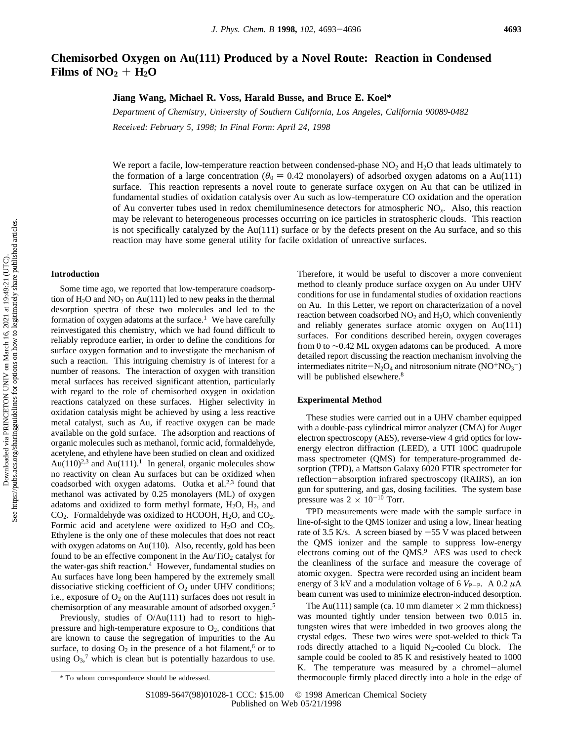# Chemisorbed Oxygen on Au(111) Produced by a Novel Route: Reaction in Condensed Films of $NO_2 + H_2O$

**Jiang Wang, Michael R. Voss, Harald Busse, and Bruce E. Koel***

*Department of Chemistry, University of Southern California, Los Angeles, California 90089-0482*

*Received: February 5, 1998; In Final Form: April 24, 1998*

We report a facile, low-temperature reaction between condensed-phase $NO_2$ and $H_2O$ that leads ultimately to the formation of a large concentration ($\theta_0 = 0.42$ monolayers) of adsorbed oxygen adatoms on a Au(111) surface. This reaction represents a novel route to generate surface oxygen on Au that can be utilized in fundamental studies of oxidation catalysis over Au such as low-temperature CO oxidation and the operation of Au converter tubes used in redox chemiluminesence detectors for atmospheric $NO_x$. Also, this reaction may be relevant to heterogeneous processes occurring on ice particles in stratospheric clouds. This reaction is not specifically catalyzed by the Au(111) surface or by the defects present on the Au surface, and so this reaction may have some general utility for facile oxidation of unreactive surfaces.

## Introduction

Some time ago, we reported that low-temperature coadsorption of $H_2O$ and $NO_2$ on Au(111) led to new peaks in the thermal desorption spectra of these two molecules and led to the formation of oxygen adatoms at the surface.[1] We have carefully reinvestigated this chemistry, which we had found difficult to reliably reproduce earlier, in order to define the conditions for surface oxygen formation and to investigate the mechanism of such a reaction. This intriguing chemistry is of interest for a number of reasons. The interaction of oxygen with transition metal surfaces has received significant attention, particularly with regard to the role of chemisorbed oxygen in oxidation reactions catalyzed on these surfaces. Higher selectivity in oxidation catalysis might be achieved by using a less reactive metal catalyst, such as Au, if reactive oxygen can be made available on the gold surface. The adsorption and reactions of organic molecules such as methanol, formic acid, formaldehyde, acetylene, and ethylene have been studied on clean and oxidized Au(110)[2,3] and Au(111).[1] In general, organic molecules show no reactivity on clean Au surfaces but can be oxidized when coadsorbed with oxygen adatoms. Outka et al.[2,3] found that methanol was activated by 0.25 monolayers (ML) of oxygen adatoms and oxidized to form methyl formate, $H_2O$, $H_2$, and $CO_2$. Formaldehyde was oxidized to HCOOH, $H_2O$, and $CO_2$. Formic acid and acetylene were oxidized to $H_2O$ and $CO_2$. Ethylene is the only one of these molecules that does not react with oxygen adatoms on Au(110). Also, recently, gold has been found to be an effective component in the Au/$TiO_2$ catalyst for the water-gas shift reaction.[4] However, fundamental studies on Au surfaces have long been hampered by the extremely small dissociative sticking coefficient of $O_2$ under UHV conditions; i.e., exposure of $O_2$ on the Au(111) surfaces does not result in chemisorption of any measurable amount of adsorbed oxygen.[5]

Previously, studies of O/Au(111) had to resort to high-pressure and high-temperature exposure to $O_2$, conditions that are known to cause the segregation of impurities to the Au surface, to dosing $O_2$ in the presence of a hot filament,[6] or to using $O_3$,[7] which is clean but is potentially hazardous to use. Therefore, it would be useful to discover a more convenient method to cleanly produce surface oxygen on Au under UHV conditions for use in fundamental studies of oxidation reactions on Au. In this Letter, we report on characterization of a novel reaction between coadsorbed $NO_2$ and $H_2O$, which conveniently and reliably generates surface atomic oxygen on Au(111) surfaces. For conditions described herein, oxygen coverages from 0 to ~0.42 ML oxygen adatoms can be produced. A more detailed report discussing the reaction mechanism involving the intermediates nitrite−$N_2O_4$ and nitrosonium nitrate ($NO^+NO_3^-$) will be published elsewhere.[8]

## Experimental Method

These studies were carried out in a UHV chamber equipped with a double-pass cylindrical mirror analyzer (CMA) for Auger electron spectroscopy (AES), reverse-view 4 grid optics for low-energy electron diffraction (LEED), a UTI 100C quadrupole mass spectrometer (QMS) for temperature-programmed desorption (TPD), a Mattson Galaxy 6020 FTIR spectrometer for reflection−absorption infrared spectroscopy (RAIRS), an ion gun for sputtering, and gas, dosing facilities. The system base pressure was $2 \times 10^{-10}$ Torr.

TPD measurements were made with the sample surface in line-of-sight to the QMS ionizer and using a low, linear heating rate of 3.5 K/s. A screen biased by −55 V was placed between the QMS ionizer and the sample to suppress low-energy electrons coming out of the QMS.[9] AES was used to check the cleanliness of the surface and measure the coverage of atomic oxygen. Spectra were recorded using an incident beam energy of 3 kV and a modulation voltage of 6 $V_{P-P}$. A 0.2 $\mu$A beam current was used to minimize electron-induced desorption.

The Au(111) sample (ca. 10 mm diameter × 2 mm thickness) was mounted tightly under tension between two 0.015 in. tungsten wires that were imbedded in two grooves along the crystal edges. These two wires were spot-welded to thick Ta rods directly attached to a liquid $N_2$-cooled Cu block. The sample could be cooled to 85 K and resistively heated to 1000 K. The temperature was measured by a chromel−alumel thermocouple firmly placed directly into a hole in the edge of

\* To whom correspondence should be addressed.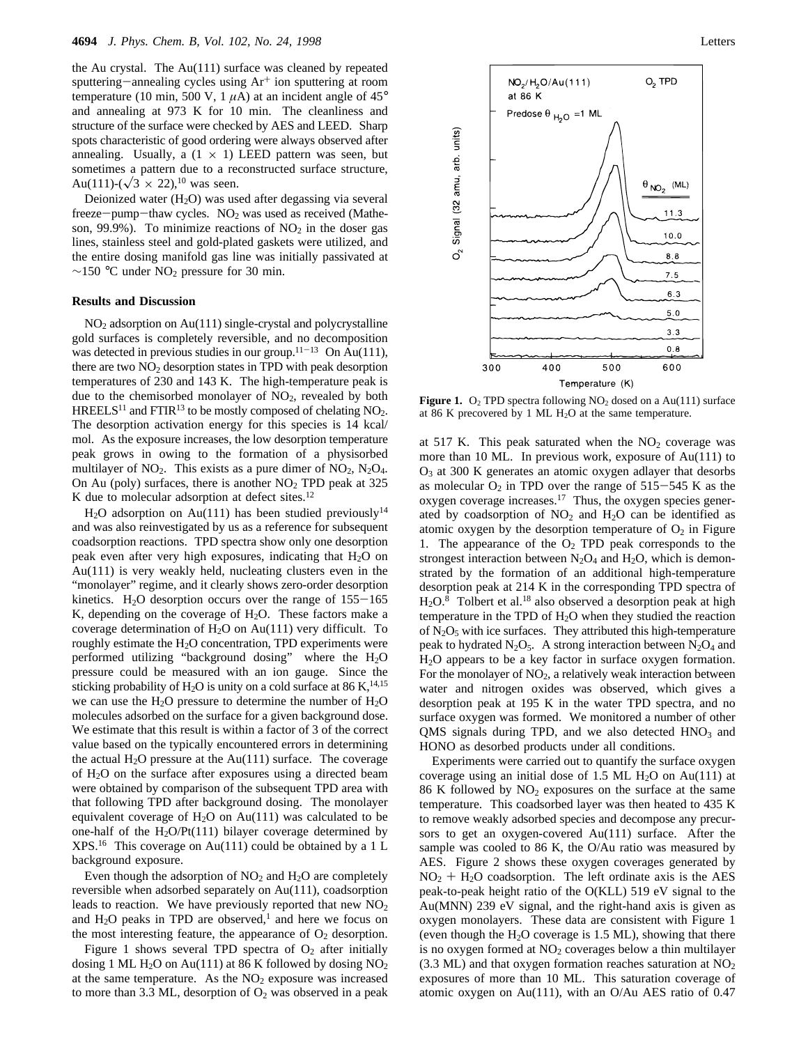the Au crystal. The Au(111) surface was cleaned by repeated sputtering−annealing cycles using $Ar^+$ ion sputtering at room temperature (10 min, 500 V, 1 $\mu$A) at an incident angle of 45° and annealing at 973 K for 10 min. The cleanliness and structure of the surface were checked by AES and LEED. Sharp spots characteristic of good ordering were always observed after annealing. Usually, a (1 × 1) LEED pattern was seen, but sometimes a pattern due to a reconstructed surface structure, Au(111)-($\sqrt{3}$ × 22),[10] was seen.

Deionized water ($H_2O$) was used after degassing via several freeze−pump−thaw cycles. $NO_2$ was used as received (Matheson, 99.9%). To minimize reactions of $NO_2$ in the doser gas lines, stainless steel and gold-plated gaskets were utilized, and the entire dosing manifold gas line was initially passivated at ~150 °C under $NO_2$ pressure for 30 min.

## Results and Discussion

$NO_2$ adsorption on Au(111) single-crystal and polycrystalline gold surfaces is completely reversible, and no decomposition was detected in previous studies in our group.[11−13] On Au(111), there are two $NO_2$ desorption states in TPD with peak desorption temperatures of 230 and 143 K. The high-temperature peak is due to the chemisorbed monolayer of $NO_2$, revealed by both HREELS[11] and FTIR[13] to be mostly composed of chelating $NO_2$. The desorption activation energy for this species is 14 kcal/mol. As the exposure increases, the low desorption temperature peak grows in owing to the formation of a physisorbed multilayer of $NO_2$. This exists as a pure dimer of $NO_2$, $N_2O_4$. On Au (poly) surfaces, there is another $NO_2$ TPD peak at 325 K due to molecular adsorption at defect sites.[12]

$H_2O$ adsorption on Au(111) has been studied previously[14] and was also reinvestigated by us as a reference for subsequent coadsorption reactions. TPD spectra show only one desorption peak even after very high exposures, indicating that $H_2O$ on Au(111) is very weakly held, nucleating clusters even in the "monolayer" regime, and it clearly shows zero-order desorption kinetics. $H_2O$ desorption occurs over the range of 155−165 K, depending on the coverage of $H_2O$. These factors make a coverage determination of $H_2O$ on Au(111) very difficult. To roughly estimate the $H_2O$ concentration, TPD experiments were performed utilizing "background dosing" where the $H_2O$ pressure could be measured with an ion gauge. Since the sticking probability of $H_2O$ is unity on a cold surface at 86 K,[14,15] we can use the $H_2O$ pressure to determine the number of $H_2O$ molecules adsorbed on the surface for a given background dose. We estimate that this result is within a factor of 3 of the correct value based on the typically encountered errors in determining the actual $H_2O$ pressure at the Au(111) surface. The coverage of $H_2O$ on the surface after exposures using a directed beam were obtained by comparison of the subsequent TPD area with that following TPD after background dosing. The monolayer equivalent coverage of $H_2O$ on Au(111) was calculated to be one-half of the $H_2O$/Pt(111) bilayer coverage determined by XPS.[16] This coverage on Au(111) could be obtained by a 1 L background exposure.

Even though the adsorption of $NO_2$ and $H_2O$ are completely reversible when adsorbed separately on Au(111), coadsorption leads to reaction. We have previously reported that new $NO_2$ and $H_2O$ peaks in TPD are observed,[1] and here we focus on the most interesting feature, the appearance of $O_2$ desorption.

Figure 1 shows several TPD spectra of $O_2$ after initially dosing 1 ML $H_2O$ on Au(111) at 86 K followed by dosing $NO_2$ at the same temperature. As the $NO_2$ exposure was increased to more than 3.3 ML, desorption of $O_2$ was observed in a peak at 517 K. This peak saturated when the $NO_2$ coverage was more than 10 ML. In previous work, exposure of Au(111) to $O_3$ at 300 K generates an atomic oxygen adlayer that desorbs as molecular $O_2$ in TPD over the range of 515−545 K as the oxygen coverage increases.[17] Thus, the oxygen species generated by coadsorption of $NO_2$ and $H_2O$ can be identified as atomic oxygen by the desorption temperature of $O_2$ in Figure 1. The appearance of the $O_2$ TPD peak corresponds to the strongest interaction between $N_2O_4$ and $H_2O$, which is demonstrated by the formation of an additional high-temperature desorption peak at 214 K in the corresponding TPD spectra of $H_2O$.[8] Tolbert et al.[18] also observed a desorption peak at high temperature in the TPD of $H_2O$ when they studied the reaction of $N_2O_5$ with ice surfaces. They attributed this high-temperature peak to hydrated $N_2O_5$. A strong interaction between $N_2O_4$ and $H_2O$ appears to be a key factor in surface oxygen formation. For the monolayer of $NO_2$, a relatively weak interaction between water and nitrogen oxides was observed, which gives a desorption peak at 195 K in the water TPD spectra, and no surface oxygen was formed. We monitored a number of other QMS signals during TPD, and we also detected $HNO_3$ and HONO as desorbed products under all conditions.

**Figure 1.** $O_2$ TPD spectra following $NO_2$ dosed on a Au(111) surface at 86 K precovered by 1 ML $H_2O$ at the same temperature.

Experiments were carried out to quantify the surface oxygen coverage using an initial dose of 1.5 ML $H_2O$ on Au(111) at 86 K followed by $NO_2$ exposures on the surface at the same temperature. This coadsorbed layer was then heated to 435 K to remove weakly adsorbed species and decompose any precursors to get an oxygen-covered Au(111) surface. After the sample was cooled to 86 K, the O/Au ratio was measured by AES. Figure 2 shows these oxygen coverages generated by $NO_2$ + $H_2O$ coadsorption. The left ordinate axis is the AES peak-to-peak height ratio of the O(KLL) 519 eV signal to the Au(MNN) 239 eV signal, and the right-hand axis is given as oxygen monolayers. These data are consistent with Figure 1 (even though the $H_2O$ coverage is 1.5 ML), showing that there is no oxygen formed at $NO_2$ coverages below a thin multilayer (3.3 ML) and that oxygen formation reaches saturation at $NO_2$ exposures of more than 10 ML. This saturation coverage of atomic oxygen on Au(111), with an O/Au AES ratio of 0.47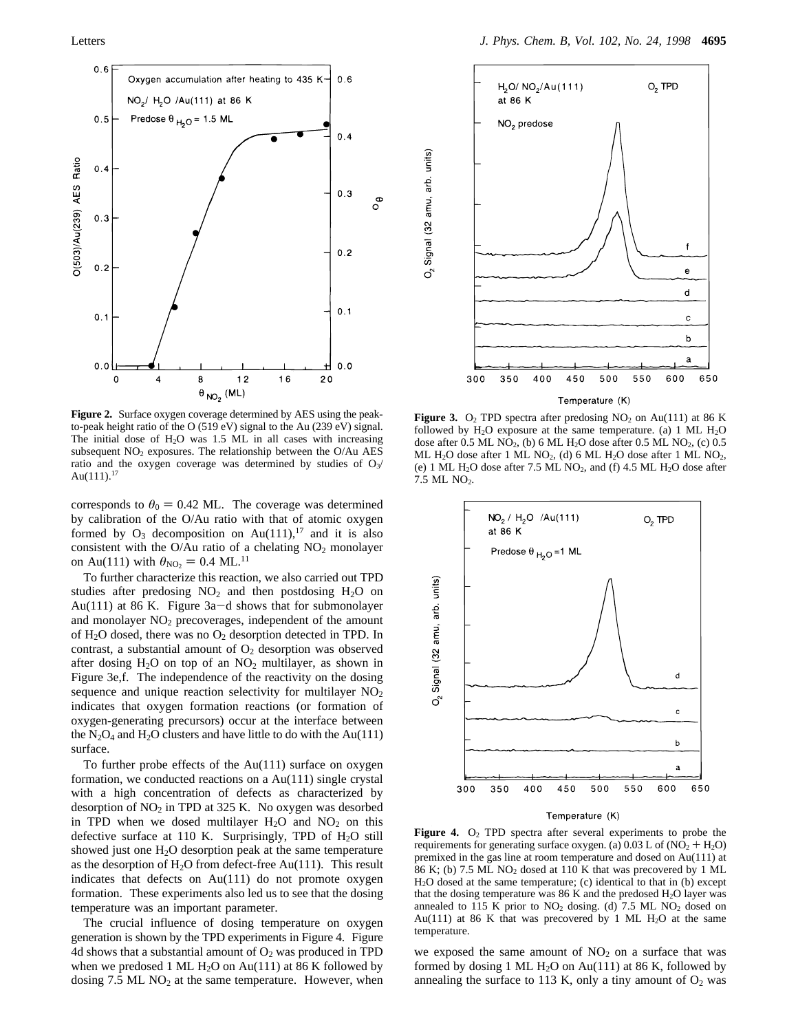**Figure 2.** Surface oxygen coverage determined by AES using the peak-to-peak height ratio of the O (519 eV) signal to the Au (239 eV) signal. The initial dose of $H_2O$ was 1.5 ML in all cases with increasing subsequent $NO_2$ exposures. The relationship between the O/Au AES ratio and the oxygen coverage was determined by studies of $O_3$/Au(111).[17]

corresponds to $\theta_0 = 0.42$ ML. The coverage was determined by calibration of the O/Au ratio with that of atomic oxygen formed by $O_3$ decomposition on Au(111),[17] and it is also consistent with the O/Au ratio of a chelating $NO_2$ monolayer on Au(111) with $\theta_{NO_2} = 0.4$ ML.[11]

To further characterize this reaction, we also carried out TPD studies after predosing $NO_2$ and then postdosing $H_2O$ on Au(111) at 86 K. Figure 3a–d shows that for submonolayer and monolayer $NO_2$ precoverages, independent of the amount of $H_2O$ dosed, there was no $O_2$ desorption detected in TPD. In contrast, a substantial amount of $O_2$ desorption was observed after dosing $H_2O$ on top of an $NO_2$ multilayer, as shown in Figure 3e,f. The independence of the reactivity on the dosing sequence and unique reaction selectivity for multilayer $NO_2$ indicates that oxygen formation reactions (or formation of oxygen-generating precursors) occur at the interface between the $N_2O_4$ and $H_2O$ clusters and have little to do with the Au(111) surface.

To further probe effects of the Au(111) surface on oxygen formation, we conducted reactions on a Au(111) single crystal with a high concentration of defects as characterized by desorption of $NO_2$ in TPD at 325 K. No oxygen was desorbed in TPD when we dosed multilayer $H_2O$ and $NO_2$ on this defective surface at 110 K. Surprisingly, TPD of $H_2O$ still showed just one $H_2O$ desorption peak at the same temperature as the desorption of $H_2O$ from defect-free Au(111). This result indicates that defects on Au(111) do not promote oxygen formation. These experiments also led us to see that the dosing temperature was an important parameter.

The crucial influence of dosing temperature on oxygen generation is shown by the TPD experiments in Figure 4. Figure 4d shows that a substantial amount of $O_2$ was produced in TPD when we predosed 1 ML $H_2O$ on Au(111) at 86 K followed by dosing 7.5 ML $NO_2$ at the same temperature. However, when

**Figure 3.** $O_2$ TPD spectra after predosing $NO_2$ on Au(111) at 86 K followed by $H_2O$ exposure at the same temperature. (a) 1 ML $H_2O$ dose after 0.5 ML $NO_2$, (b) 6 ML $H_2O$ dose after 0.5 ML $NO_2$, (c) 0.5 ML $H_2O$ dose after 1 ML $NO_2$, (d) 6 ML $H_2O$ dose after 1 ML $NO_2$, (e) 1 ML $H_2O$ dose after 7.5 ML $NO_2$, and (f) 4.5 ML $H_2O$ dose after 7.5 ML $NO_2$.

**Figure 4.** $O_2$ TPD spectra after several experiments to probe the requirements for generating surface oxygen. (a) 0.03 L of ($NO_2$ + $H_2O$) premixed in the gas line at room temperature and dosed on Au(111) at 86 K; (b) 7.5 ML $NO_2$ dosed at 110 K that was precovered by 1 ML $H_2O$ dosed at the same temperature; (c) identical to that in (b) except that the dosing temperature was 86 K and the predosed $H_2O$ layer was annealed to 115 K prior to $NO_2$ dosing. (d) 7.5 ML $NO_2$ dosed on Au(111) at 86 K that was precovered by 1 ML $H_2O$ at the same temperature.

we exposed the same amount of $NO_2$ on a surface that was formed by dosing 1 ML $H_2O$ on Au(111) at 86 K, followed by annealing the surface to 113 K, only a tiny amount of $O_2$ was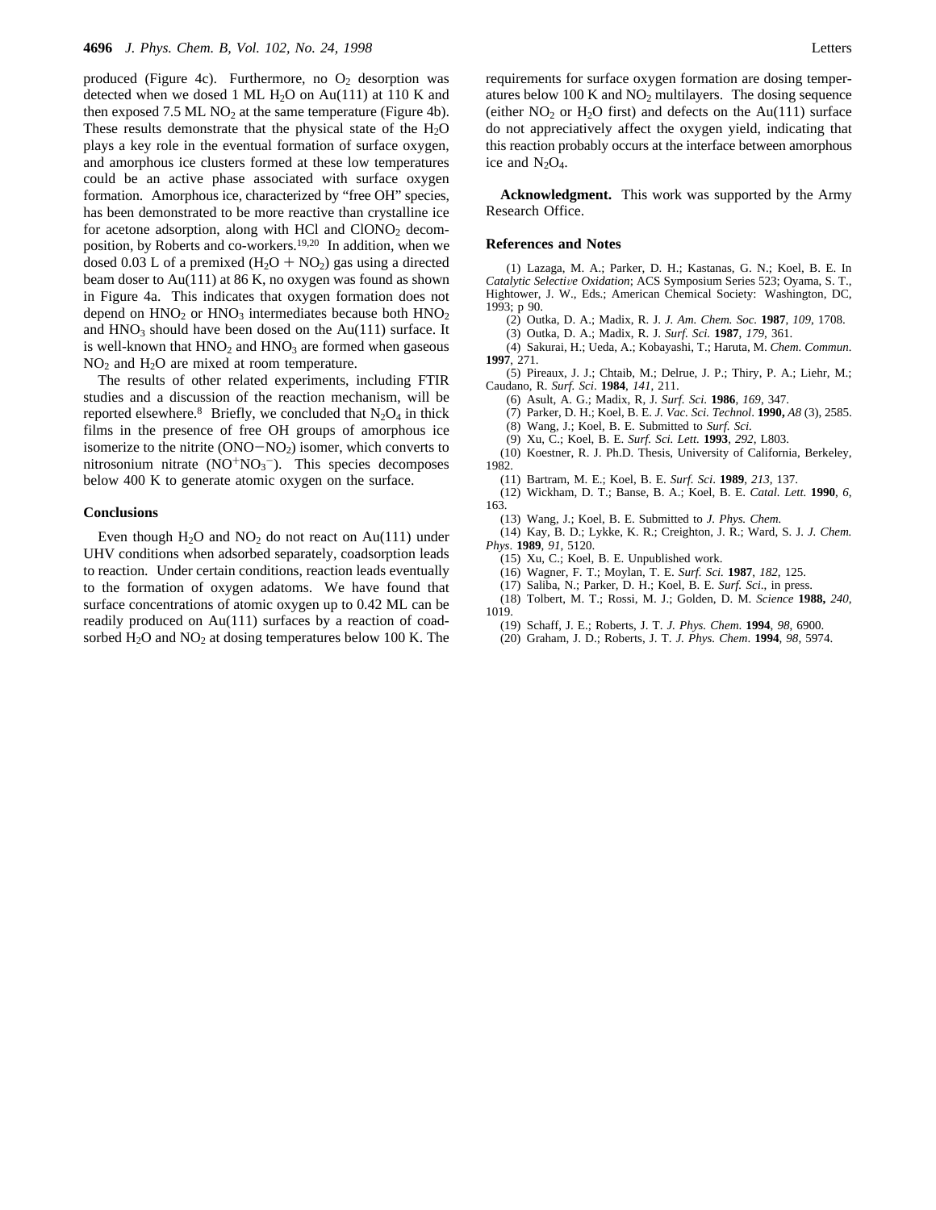produced (Figure 4c). Furthermore, no $O_2$ desorption was detected when we dosed 1 ML $H_2O$ on Au(111) at 110 K and then exposed 7.5 ML $NO_2$ at the same temperature (Figure 4b). These results demonstrate that the physical state of the $H_2O$ plays a key role in the eventual formation of surface oxygen, and amorphous ice clusters formed at these low temperatures could be an active phase associated with surface oxygen formation. Amorphous ice, characterized by "free OH" species, has been demonstrated to be more reactive than crystalline ice for acetone adsorption, along with HCl and $ClONO_2$ decomposition, by Roberts and co-workers.[19,20] In addition, when we dosed 0.03 L of a premixed ($H_2O + NO_2$) gas using a directed beam doser to Au(111) at 86 K, no oxygen was found as shown in Figure 4a. This indicates that oxygen formation does not depend on $HNO_2$ or $HNO_3$ intermediates because both $HNO_2$ and $HNO_3$ should have been dosed on the Au(111) surface. It is well-known that $HNO_2$ and $HNO_3$ are formed when gaseous $NO_2$ and $H_2O$ are mixed at room temperature.

The results of other related experiments, including FTIR studies and a discussion of the reaction mechanism, will be reported elsewhere.[8] Briefly, we concluded that $N_2O_4$ in thick films in the presence of free OH groups of amorphous ice isomerize to the nitrite ($ONO-NO_2$) isomer, which converts to nitrosonium nitrate ($NO^+NO_3^-$). This species decomposes below 400 K to generate atomic oxygen on the surface.

## Conclusions

Even though $H_2O$ and $NO_2$ do not react on Au(111) under UHV conditions when adsorbed separately, coadsorption leads to reaction. Under certain conditions, reaction leads eventually to the formation of oxygen adatoms. We have found that surface concentrations of atomic oxygen up to 0.42 ML can be readily produced on Au(111) surfaces by a reaction of coadsorbed $H_2O$ and $NO_2$ at dosing temperatures below 100 K. The requirements for surface oxygen formation are dosing temperatures below 100 K and $NO_2$ multilayers. The dosing sequence (either $NO_2$ or $H_2O$ first) and defects on the Au(111) surface do not appreciatively affect the oxygen yield, indicating that this reaction probably occurs at the interface between amorphous ice and $N_2O_4$.

**Acknowledgment.** This work was supported by the Army Research Office.

## References and Notes

(1) Lazaga, M. A.; Parker, D. H.; Kastanas, G. N.; Koel, B. E. In *Catalytic Selective Oxidation*; ACS Symposium Series 523; Oyama, S. T., Hightower, J. W., Eds.; American Chemical Society: Washington, DC, 1993; p 90.

(2) Outka, D. A.; Madix, R. J. *J. Am. Chem. Soc.* **1987**, *109*, 1708.

(3) Outka, D. A.; Madix, R. J. *Surf. Sci.* **1987**, *179*, 361.

(4) Sakurai, H.; Ueda, A.; Kobayashi, T.; Haruta, M. *Chem. Commun.* **1997**, 271.

(5) Pireaux, J. J.; Chtaib, M.; Delrue, J. P.; Thiry, P. A.; Liehr, M.; Caudano, R. *Surf. Sci.* **1984**, *141*, 211.

(6) Asult, A. G.; Madix, R, J. *Surf. Sci.* **1986**, *169*, 347.

(7) Parker, D. H.; Koel, B. E. *J. Vac. Sci. Technol.* **1990,** *A8* (3), 2585.

(8) Wang, J.; Koel, B. E. Submitted to *Surf. Sci.*

(9) Xu, C.; Koel, B. E. *Surf. Sci. Lett.* **1993**, *292*, L803.

(10) Koestner, R. J. Ph.D. Thesis, University of California, Berkeley, 1982.

(11) Bartram, M. E.; Koel, B. E. *Surf. Sci.* **1989**, *213*, 137.

(12) Wickham, D. T.; Banse, B. A.; Koel, B. E. *Catal. Lett.* **1990**, *6*, 163.

(13) Wang, J.; Koel, B. E. Submitted to *J. Phys. Chem.*

(14) Kay, B. D.; Lykke, K. R.; Creighton, J. R.; Ward, S. J. *J. Chem. Phys.* **1989**, *91*, 5120.

(15) Xu, C.; Koel, B. E. Unpublished work.

(16) Wagner, F. T.; Moylan, T. E. *Surf. Sci.* **1987**, *182*, 125.

(17) Saliba, N.; Parker, D. H.; Koel, B. E. *Surf. Sci.*, in press.

(18) Tolbert, M. T.; Rossi, M. J.; Golden, D. M. *Science* **1988,** *240*, 1019.

(19) Schaff, J. E.; Roberts, J. T. *J. Phys. Chem.* **1994**, *98*, 6900.

(20) Graham, J. D.; Roberts, J. T. *J. Phys. Chem.* **1994**, *98*, 5974.